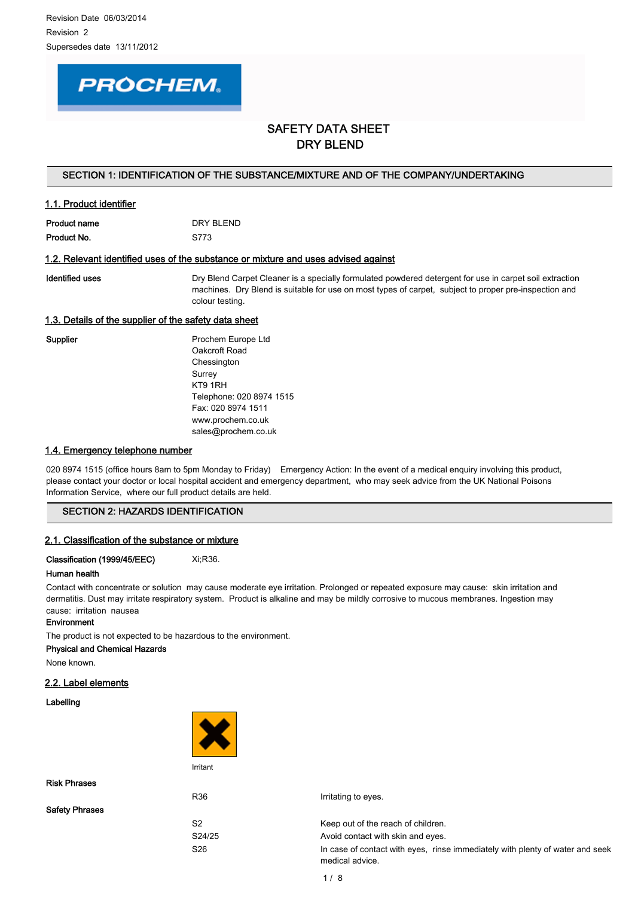Revision Date 06/03/2014

Revision 2

Supersedes date 13/11/2012

PROCHEM

# SAFETY DATA SHEET
# DRY BLEND

## SECTION 1: IDENTIFICATION OF THE SUBSTANCE/MIXTURE AND OF THE COMPANY/UNDERTAKING

### 1.1. Product identifier

| | |
|---|---|
| **Product name** | DRY BLEND |
| **Product No.** | S773 |

### 1.2. Relevant identified uses of the substance or mixture and uses advised against

**Identified uses**: Dry Blend Carpet Cleaner is a specially formulated powdered detergent for use in carpet soil extraction machines. Dry Blend is suitable for use on most types of carpet, subject to proper pre-inspection and colour testing.

### 1.3. Details of the supplier of the safety data sheet

**Supplier**

Prochem Europe Ltd
Oakcroft Road
Chessington
Surrey
KT9 1RH
Telephone: 020 8974 1515
Fax: 020 8974 1511
www.prochem.co.uk
sales@prochem.co.uk

### 1.4. Emergency telephone number

020 8974 1515 (office hours 8am to 5pm Monday to Friday) Emergency Action: In the event of a medical enquiry involving this product, please contact your doctor or local hospital accident and emergency department, who may seek advice from the UK National Poisons Information Service, where our full product details are held.

## SECTION 2: HAZARDS IDENTIFICATION

### 2.1. Classification of the substance or mixture

**Classification (1999/45/EEC)** Xi;R36.

**Human health**

Contact with concentrate or solution may cause moderate eye irritation. Prolonged or repeated exposure may cause: skin irritation and dermatitis. Dust may irritate respiratory system. Product is alkaline and may be mildly corrosive to mucous membranes. Ingestion may cause: irritation nausea

**Environment**

The product is not expected to be hazardous to the environment.

**Physical and Chemical Hazards**

None known.

### 2.2. Label elements

**Labelling**

Irritant

**Risk Phrases**

| | |
|---|---|
| R36 | Irritating to eyes. |

**Safety Phrases**

| | |
|---|---|
| S2 | Keep out of the reach of children. |
| S24/25 | Avoid contact with skin and eyes. |
| S26 | In case of contact with eyes, rinse immediately with plenty of water and seek medical advice. |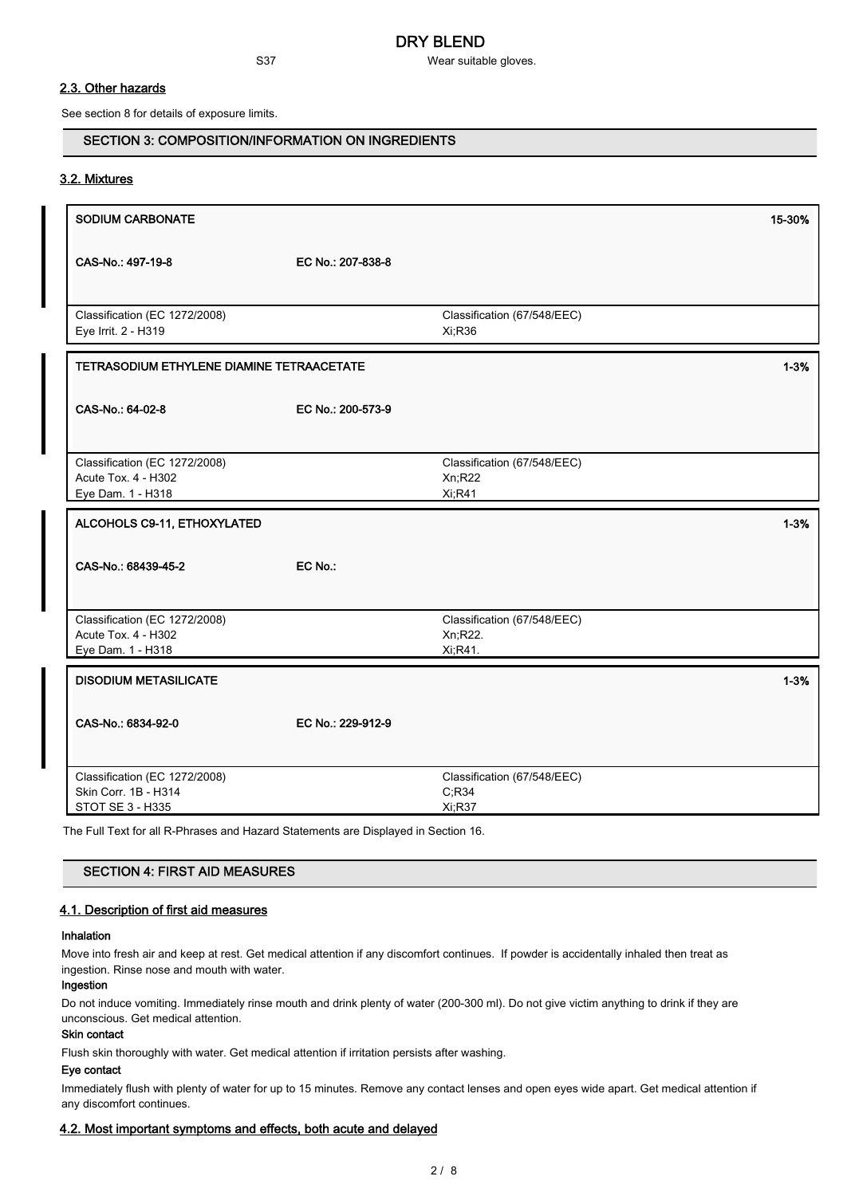S37 Wear suitable gloves.

### 2.3. Other hazards

See section 8 for details of exposure limits.

## SECTION 3: COMPOSITION/INFORMATION ON INGREDIENTS

### 3.2. Mixtures

| SODIUM CARBONATE | | 15-30% |
|---|---|---|
| CAS-No.: 497-19-8 | EC No.: 207-838-8 | |
| Classification (EC 1272/2008)<br>Eye Irrit. 2 - H319 | Classification (67/548/EEC)<br>Xi;R36 | |

| TETRASODIUM ETHYLENE DIAMINE TETRAACETATE | | 1-3% |
|---|---|---|
| CAS-No.: 64-02-8 | EC No.: 200-573-9 | |
| Classification (EC 1272/2008)<br>Acute Tox. 4 - H302<br>Eye Dam. 1 - H318 | Classification (67/548/EEC)<br>Xn;R22<br>Xi;R41 | |

| ALCOHOLS C9-11, ETHOXYLATED | | 1-3% |
|---|---|---|
| CAS-No.: 68439-45-2 | EC No.: | |
| Classification (EC 1272/2008)<br>Acute Tox. 4 - H302<br>Eye Dam. 1 - H318 | Classification (67/548/EEC)<br>Xn;R22.<br>Xi;R41. | |

| DISODIUM METASILICATE | | 1-3% |
|---|---|---|
| CAS-No.: 6834-92-0 | EC No.: 229-912-9 | |
| Classification (EC 1272/2008)<br>Skin Corr. 1B - H314<br>STOT SE 3 - H335 | Classification (67/548/EEC)<br>C;R34<br>Xi;R37 | |

The Full Text for all R-Phrases and Hazard Statements are Displayed in Section 16.

## SECTION 4: FIRST AID MEASURES

### 4.1. Description of first aid measures

**Inhalation**

Move into fresh air and keep at rest. Get medical attention if any discomfort continues. If powder is accidentally inhaled then treat as ingestion. Rinse nose and mouth with water.

**Ingestion**

Do not induce vomiting. Immediately rinse mouth and drink plenty of water (200-300 ml). Do not give victim anything to drink if they are unconscious. Get medical attention.

**Skin contact**

Flush skin thoroughly with water. Get medical attention if irritation persists after washing.

**Eye contact**

Immediately flush with plenty of water for up to 15 minutes. Remove any contact lenses and open eyes wide apart. Get medical attention if any discomfort continues.

### 4.2. Most important symptoms and effects, both acute and delayed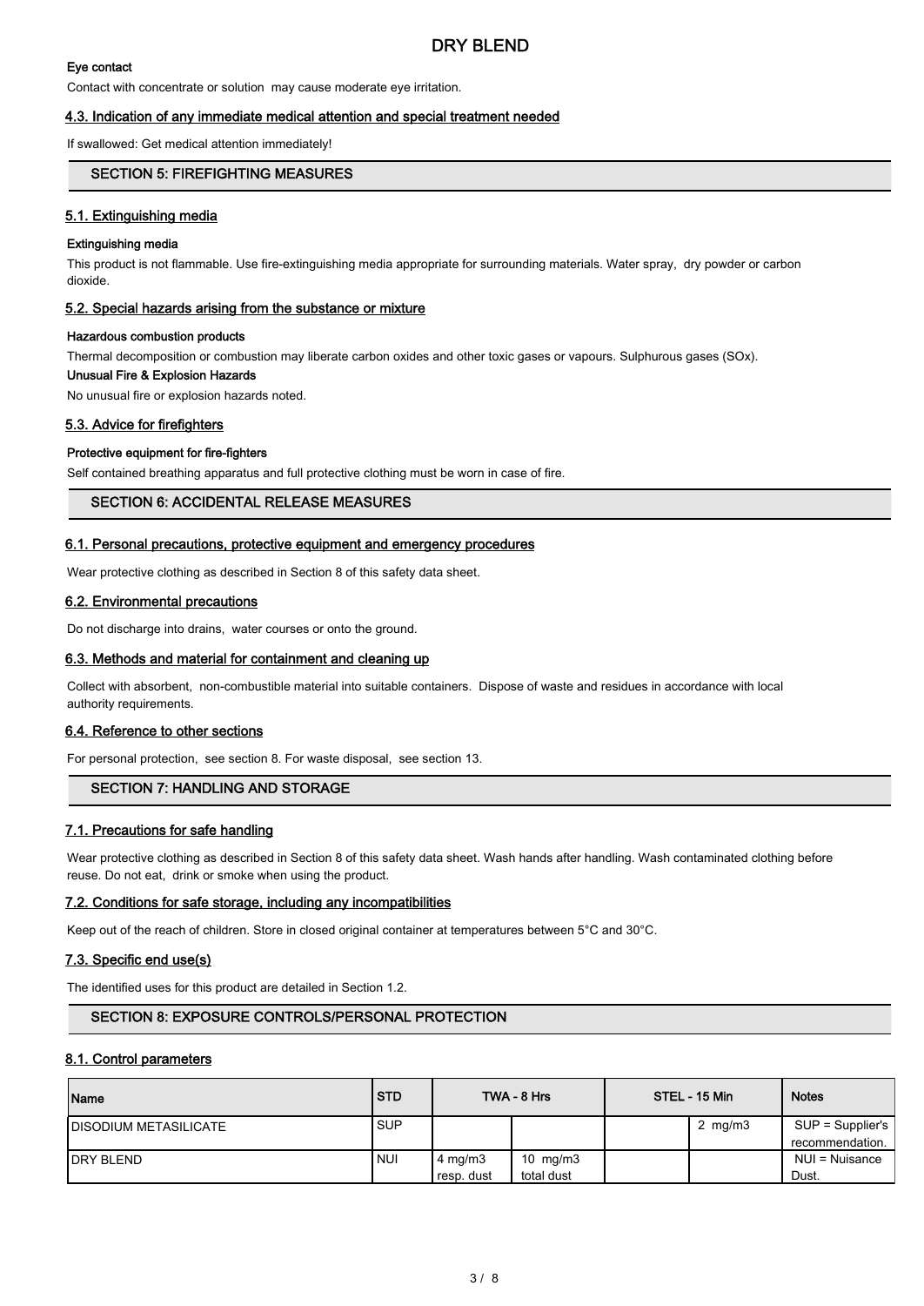#### Eye contact

Contact with concentrate or solution may cause moderate eye irritation.

### 4.3. Indication of any immediate medical attention and special treatment needed

If swallowed: Get medical attention immediately!

## SECTION 5: FIREFIGHTING MEASURES

### 5.1. Extinguishing media

#### Extinguishing media

This product is not flammable. Use fire-extinguishing media appropriate for surrounding materials. Water spray, dry powder or carbon dioxide.

### 5.2. Special hazards arising from the substance or mixture

#### Hazardous combustion products

Thermal decomposition or combustion may liberate carbon oxides and other toxic gases or vapours. Sulphurous gases (SOx).

#### Unusual Fire & Explosion Hazards

No unusual fire or explosion hazards noted.

### 5.3. Advice for firefighters

#### Protective equipment for fire-fighters

Self contained breathing apparatus and full protective clothing must be worn in case of fire.

## SECTION 6: ACCIDENTAL RELEASE MEASURES

### 6.1. Personal precautions, protective equipment and emergency procedures

Wear protective clothing as described in Section 8 of this safety data sheet.

### 6.2. Environmental precautions

Do not discharge into drains, water courses or onto the ground.

### 6.3. Methods and material for containment and cleaning up

Collect with absorbent, non-combustible material into suitable containers. Dispose of waste and residues in accordance with local authority requirements.

### 6.4. Reference to other sections

For personal protection, see section 8. For waste disposal, see section 13.

## SECTION 7: HANDLING AND STORAGE

### 7.1. Precautions for safe handling

Wear protective clothing as described in Section 8 of this safety data sheet. Wash hands after handling. Wash contaminated clothing before reuse. Do not eat, drink or smoke when using the product.

### 7.2. Conditions for safe storage, including any incompatibilities

Keep out of the reach of children. Store in closed original container at temperatures between 5°C and 30°C.

### 7.3. Specific end use(s)

The identified uses for this product are detailed in Section 1.2.

## SECTION 8: EXPOSURE CONTROLS/PERSONAL PROTECTION

### 8.1. Control parameters

| Name | STD | TWA - 8 Hrs | | STEL - 15 Min | | Notes |
|---|---|---|---|---|---|---|
| DISODIUM METASILICATE | SUP | | | | 2 mg/m3 | SUP = Supplier's recommendation. |
| DRY BLEND | NUI | 4 mg/m3 resp. dust | 10 mg/m3 total dust | | | NUI = Nuisance Dust. |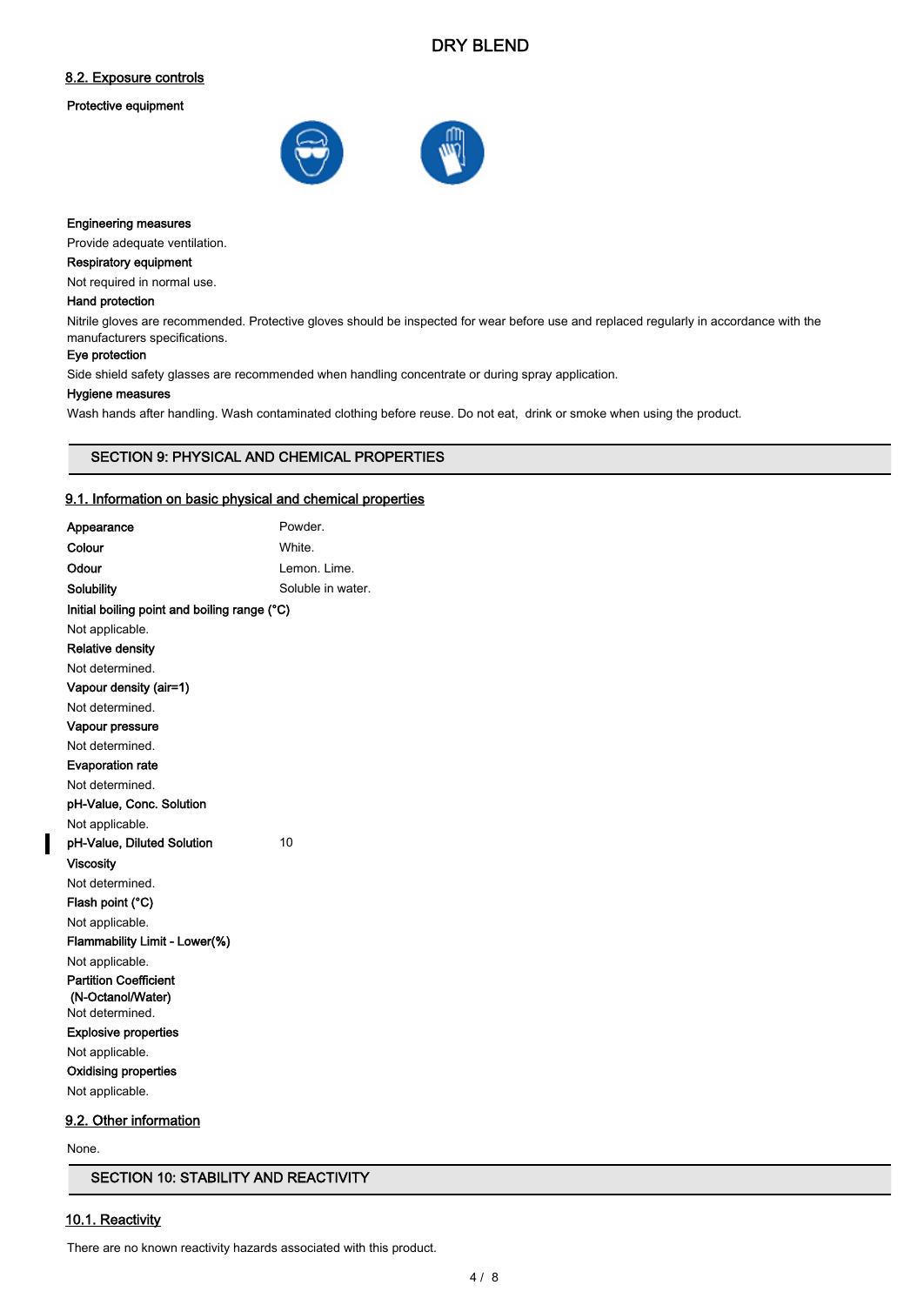### 8.2. Exposure controls

**Protective equipment**

**Engineering measures**

Provide adequate ventilation.

**Respiratory equipment**

Not required in normal use.

**Hand protection**

Nitrile gloves are recommended. Protective gloves should be inspected for wear before use and replaced regularly in accordance with the manufacturers specifications.

**Eye protection**

Side shield safety glasses are recommended when handling concentrate or during spray application.

**Hygiene measures**

Wash hands after handling. Wash contaminated clothing before reuse. Do not eat, drink or smoke when using the product.

## SECTION 9: PHYSICAL AND CHEMICAL PROPERTIES

### 9.1. Information on basic physical and chemical properties

| | |
|---|---|
| **Appearance** | Powder. |
| **Colour** | White. |
| **Odour** | Lemon. Lime. |
| **Solubility** | Soluble in water. |

**Initial boiling point and boiling range (°C)**

Not applicable.

**Relative density**

Not determined.

**Vapour density (air=1)**

Not determined.

**Vapour pressure**

Not determined.

**Evaporation rate**

Not determined.

**pH-Value, Conc. Solution**

Not applicable.

**pH-Value, Diluted Solution** 10

**Viscosity**

Not determined.

**Flash point (°C)**

Not applicable.

**Flammability Limit - Lower(%)**

Not applicable.

**Partition Coefficient (N-Octanol/Water)**

Not determined.

**Explosive properties**

Not applicable.

**Oxidising properties**

Not applicable.

### 9.2. Other information

None.

## SECTION 10: STABILITY AND REACTIVITY

### 10.1. Reactivity

There are no known reactivity hazards associated with this product.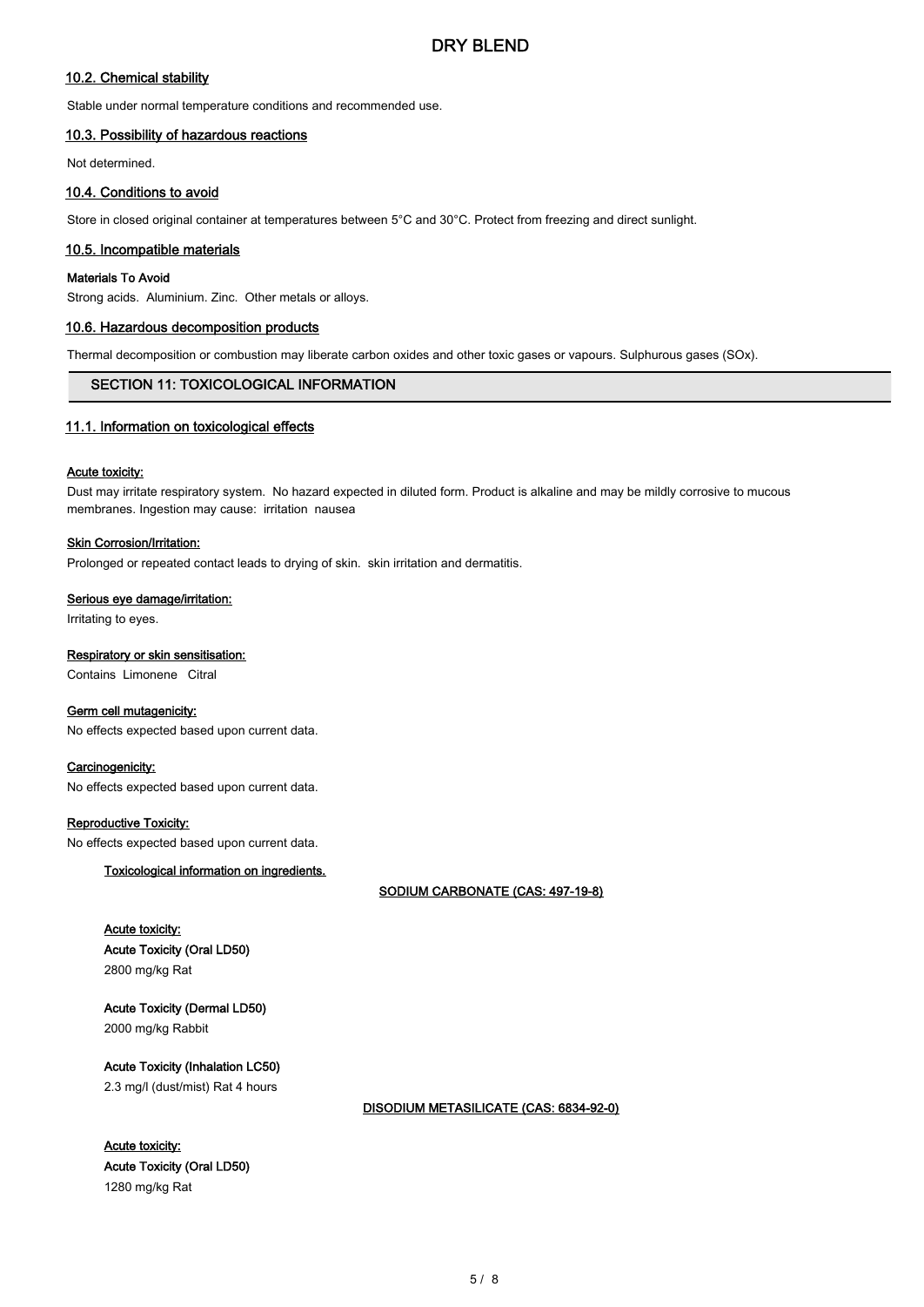### 10.2. Chemical stability

Stable under normal temperature conditions and recommended use.

### 10.3. Possibility of hazardous reactions

Not determined.

### 10.4. Conditions to avoid

Store in closed original container at temperatures between 5°C and 30°C. Protect from freezing and direct sunlight.

### 10.5. Incompatible materials

**Materials To Avoid**

Strong acids. Aluminium. Zinc. Other metals or alloys.

### 10.6. Hazardous decomposition products

Thermal decomposition or combustion may liberate carbon oxides and other toxic gases or vapours. Sulphurous gases (SOx).

## SECTION 11: TOXICOLOGICAL INFORMATION

### 11.1. Information on toxicological effects

**Acute toxicity:**

Dust may irritate respiratory system. No hazard expected in diluted form. Product is alkaline and may be mildly corrosive to mucous membranes. Ingestion may cause: irritation nausea

**Skin Corrosion/Irritation:**

Prolonged or repeated contact leads to drying of skin. skin irritation and dermatitis.

**Serious eye damage/irritation:**

Irritating to eyes.

**Respiratory or skin sensitisation:**

Contains Limonene Citral

**Germ cell mutagenicity:**

No effects expected based upon current data.

**Carcinogenicity:**

No effects expected based upon current data.

**Reproductive Toxicity:**

No effects expected based upon current data.

**Toxicological information on ingredients.**

**SODIUM CARBONATE (CAS: 497-19-8)**

**Acute toxicity:**

**Acute Toxicity (Oral LD50)**

2800 mg/kg Rat

**Acute Toxicity (Dermal LD50)**

2000 mg/kg Rabbit

**Acute Toxicity (Inhalation LC50)**

2.3 mg/l (dust/mist) Rat 4 hours

**DISODIUM METASILICATE (CAS: 6834-92-0)**

**Acute toxicity:**

**Acute Toxicity (Oral LD50)**

1280 mg/kg Rat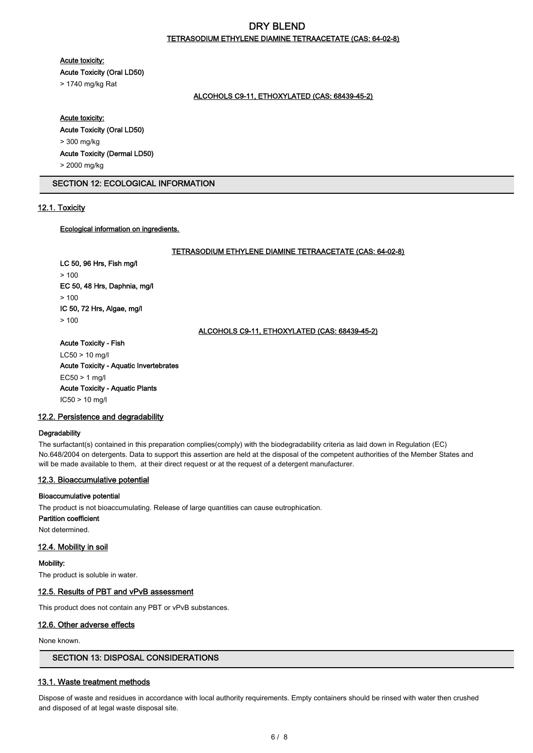TETRASODIUM ETHYLENE DIAMINE TETRAACETATE (CAS: 64-02-8)

Acute toxicity:

**Acute Toxicity (Oral LD50)**

> 1740 mg/kg Rat

ALCOHOLS C9-11, ETHOXYLATED (CAS: 68439-45-2)

Acute toxicity:

**Acute Toxicity (Oral LD50)**

> 300 mg/kg

**Acute Toxicity (Dermal LD50)**

> 2000 mg/kg

## SECTION 12: ECOLOGICAL INFORMATION

### 12.1. Toxicity

**Ecological information on ingredients.**

TETRASODIUM ETHYLENE DIAMINE TETRAACETATE (CAS: 64-02-8)

**LC 50, 96 Hrs, Fish mg/l**

> 100

**EC 50, 48 Hrs, Daphnia, mg/l**

> 100

**IC 50, 72 Hrs, Algae, mg/l**

> 100

ALCOHOLS C9-11, ETHOXYLATED (CAS: 68439-45-2)

**Acute Toxicity - Fish**

LC50 > 10 mg/l

**Acute Toxicity - Aquatic Invertebrates**

EC50 > 1 mg/l

**Acute Toxicity - Aquatic Plants**

IC50 > 10 mg/l

### 12.2. Persistence and degradability

**Degradability**

The surfactant(s) contained in this preparation complies(comply) with the biodegradability criteria as laid down in Regulation (EC) No.648/2004 on detergents. Data to support this assertion are held at the disposal of the competent authorities of the Member States and will be made available to them, at their direct request or at the request of a detergent manufacturer.

### 12.3. Bioaccumulative potential

**Bioaccumulative potential**

The product is not bioaccumulating. Release of large quantities can cause eutrophication.

**Partition coefficient**

Not determined.

### 12.4. Mobility in soil

**Mobility:**

The product is soluble in water.

### 12.5. Results of PBT and vPvB assessment

This product does not contain any PBT or vPvB substances.

### 12.6. Other adverse effects

None known.

## SECTION 13: DISPOSAL CONSIDERATIONS

### 13.1. Waste treatment methods

Dispose of waste and residues in accordance with local authority requirements. Empty containers should be rinsed with water then crushed and disposed of at legal waste disposal site.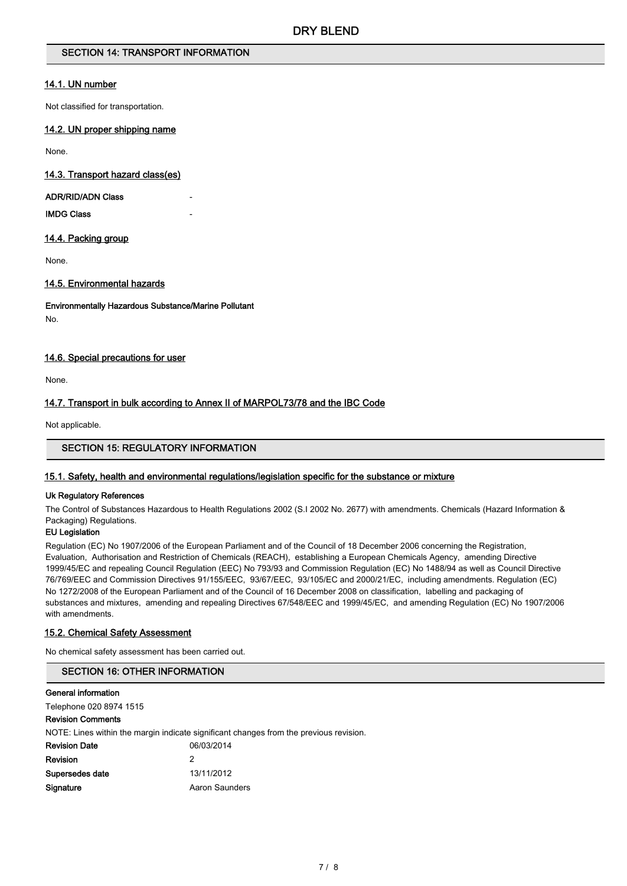## SECTION 14: TRANSPORT INFORMATION

### 14.1. UN number

Not classified for transportation.

### 14.2. UN proper shipping name

None.

### 14.3. Transport hazard class(es)

| | |
|---|---|
| **ADR/RID/ADN Class** | - |
| **IMDG Class** | - |

### 14.4. Packing group

None.

### 14.5. Environmental hazards

**Environmentally Hazardous Substance/Marine Pollutant**

No.

### 14.6. Special precautions for user

None.

### 14.7. Transport in bulk according to Annex II of MARPOL73/78 and the IBC Code

Not applicable.

## SECTION 15: REGULATORY INFORMATION

### 15.1. Safety, health and environmental regulations/legislation specific for the substance or mixture

**Uk Regulatory References**

The Control of Substances Hazardous to Health Regulations 2002 (S.I 2002 No. 2677) with amendments. Chemicals (Hazard Information & Packaging) Regulations.

**EU Legislation**

Regulation (EC) No 1907/2006 of the European Parliament and of the Council of 18 December 2006 concerning the Registration, Evaluation, Authorisation and Restriction of Chemicals (REACH), establishing a European Chemicals Agency, amending Directive 1999/45/EC and repealing Council Regulation (EEC) No 793/93 and Commission Regulation (EC) No 1488/94 as well as Council Directive 76/769/EEC and Commission Directives 91/155/EEC, 93/67/EEC, 93/105/EC and 2000/21/EC, including amendments. Regulation (EC) No 1272/2008 of the European Parliament and of the Council of 16 December 2008 on classification, labelling and packaging of substances and mixtures, amending and repealing Directives 67/548/EEC and 1999/45/EC, and amending Regulation (EC) No 1907/2006 with amendments.

### 15.2. Chemical Safety Assessment

No chemical safety assessment has been carried out.

## SECTION 16: OTHER INFORMATION

**General information**

Telephone 020 8974 1515

**Revision Comments**

NOTE: Lines within the margin indicate significant changes from the previous revision.

| | |
|---|---|
| **Revision Date** | 06/03/2014 |
| **Revision** | 2 |
| **Supersedes date** | 13/11/2012 |
| **Signature** | Aaron Saunders |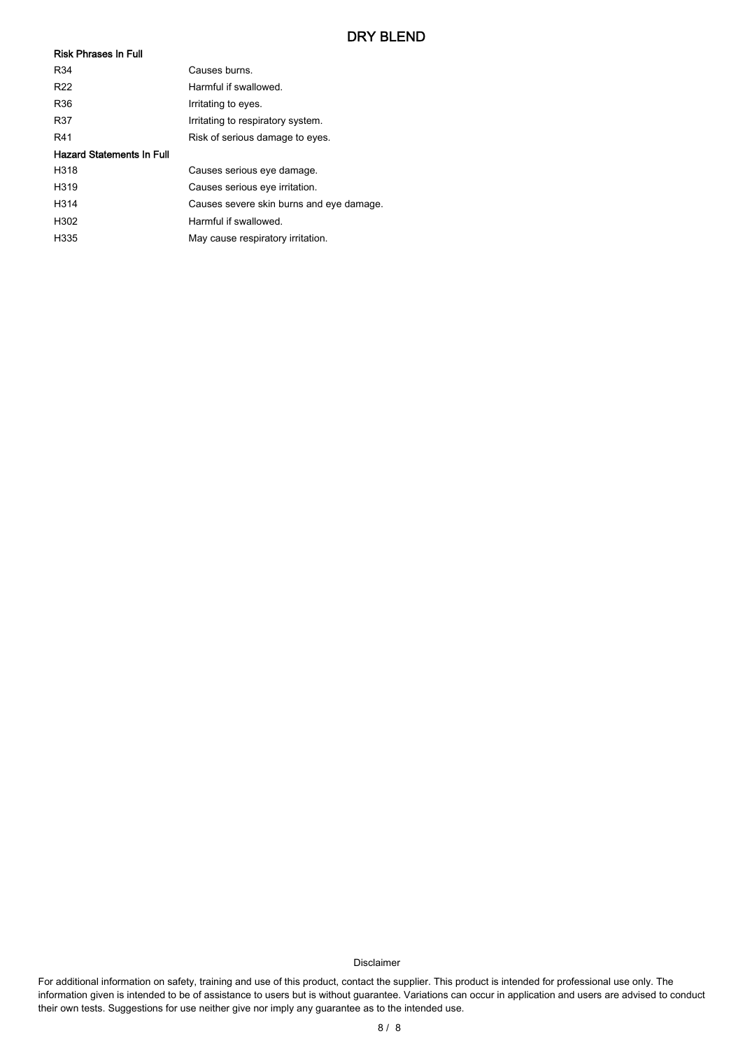### Risk Phrases In Full

| | |
|---|---|
| R34 | Causes burns. |
| R22 | Harmful if swallowed. |
| R36 | Irritating to eyes. |
| R37 | Irritating to respiratory system. |
| R41 | Risk of serious damage to eyes. |

### Hazard Statements In Full

| | |
|---|---|
| H318 | Causes serious eye damage. |
| H319 | Causes serious eye irritation. |
| H314 | Causes severe skin burns and eye damage. |
| H302 | Harmful if swallowed. |
| H335 | May cause respiratory irritation. |

Disclaimer

For additional information on safety, training and use of this product, contact the supplier. This product is intended for professional use only. The information given is intended to be of assistance to users but is without guarantee. Variations can occur in application and users are advised to conduct their own tests. Suggestions for use neither give nor imply any guarantee as to the intended use.